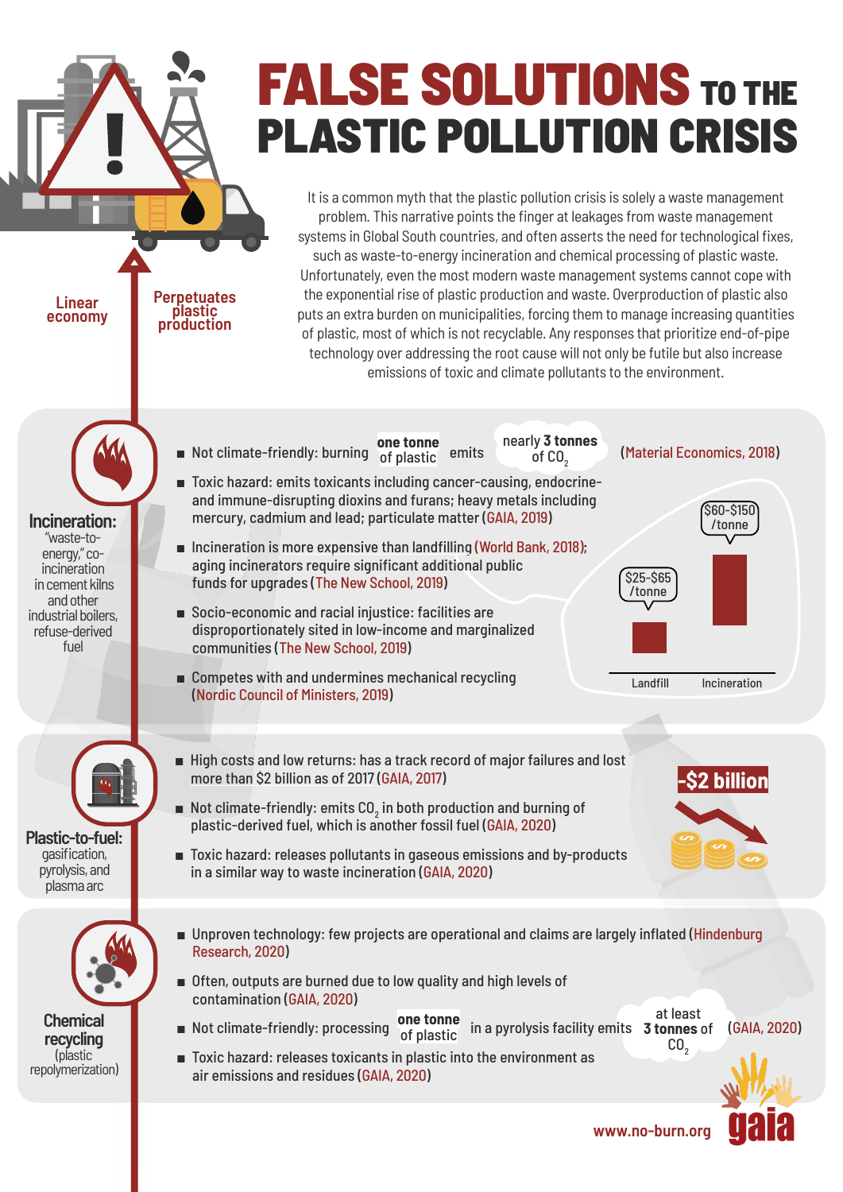# FALSE SOLUTIONS TO THE PLASTIC POLLUTION CRISIS

Linear economy

Perpetuates plastic production

It is a common myth that the plastic pollution crisis is solely a waste management problem. This narrative points the finger at leakages from waste management systems in Global South countries, and often asserts the need for technological fixes, such as waste-to-energy incineration and chemical processing of plastic waste. Unfortunately, even the most modern waste management systems cannot cope with the exponential rise of plastic production and waste. Overproduction of plastic also puts an extra burden on municipalities, forcing them to manage increasing quantities of plastic, most of which is not recyclable. Any responses that prioritize end-of-pipe technology over addressing the root cause will not only be futile but also increase emissions of toxic and climate pollutants to the environment.

## Incineration:

"waste-to-energy," co-incineration in cement kilns and other industrial boilers, refuse-derived fuel

- Not climate-friendly: burning **one tonne** of plastic emits nearly **3 tonnes** of $CO_2$ (Material Economics, 2018)
- Toxic hazard: emits toxicants including cancer-causing, endocrine- and immune-disrupting dioxins and furans; heavy metals including mercury, cadmium and lead; particulate matter (GAIA, 2019)
- Incineration is more expensive than landfilling (World Bank, 2018); aging incinerators require significant additional public funds for upgrades (The New School, 2019)
- Socio-economic and racial injustice: facilities are disproportionately sited in low-income and marginalized communities (The New School, 2019)
- Competes with and undermines mechanical recycling (Nordic Council of Ministers, 2019)

| Landfill | Incineration |
| --- | --- |
| $25-$65 /tonne | $60-$150 /tonne |

## Plastic-to-fuel:

gasification, pyrolysis, and plasma arc

- High costs and low returns: has a track record of major failures and lost more than $2 billion as of 2017 (GAIA, 2017)
- Not climate-friendly: emits $CO_2$ in both production and burning of plastic-derived fuel, which is another fossil fuel (GAIA, 2020)
- Toxic hazard: releases pollutants in gaseous emissions and by-products in a similar way to waste incineration (GAIA, 2020)

-$2 billion

## Chemical recycling

(plastic repolymerization)

- Unproven technology: few projects are operational and claims are largely inflated (Hindenburg Research, 2020)
- Often, outputs are burned due to low quality and high levels of contamination (GAIA, 2020)
- Not climate-friendly: processing **one tonne** of plastic in a pyrolysis facility emits at least **3 tonnes** of $CO_2$ (GAIA, 2020)
- Toxic hazard: releases toxicants in plastic into the environment as air emissions and residues (GAIA, 2020)

www.no-burn.org gaia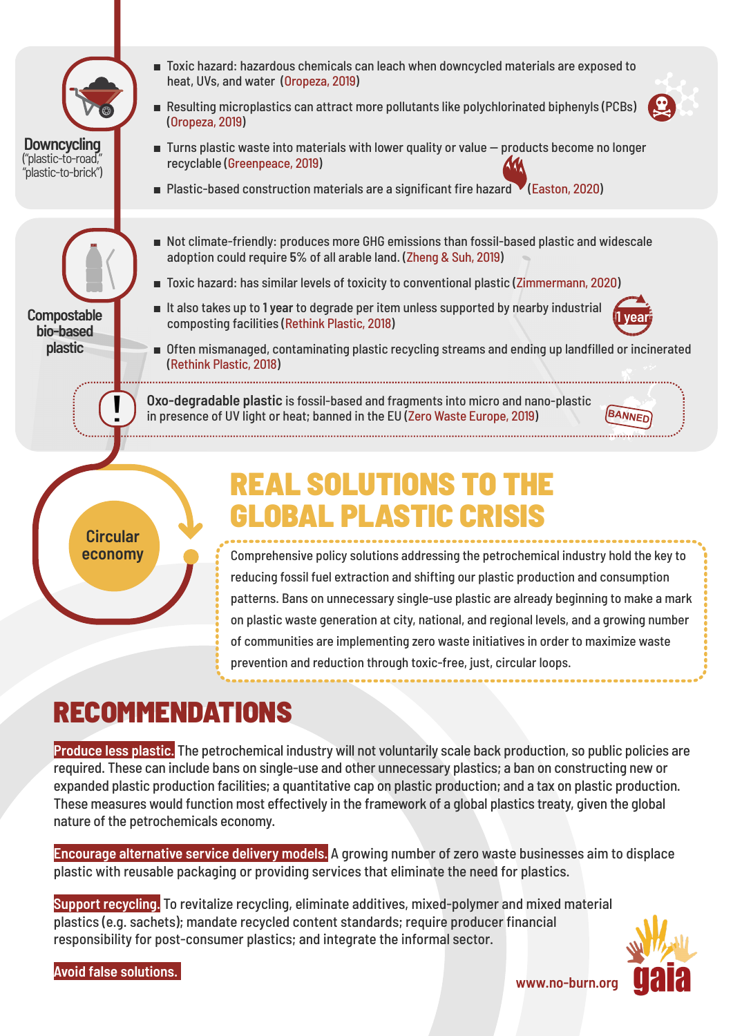**Downcycling**
("plastic-to-road," "plastic-to-brick")

- Toxic hazard: hazardous chemicals can leach when downcycled materials are exposed to heat, UVs, and water (Oropeza, 2019)
- Resulting microplastics can attract more pollutants like polychlorinated biphenyls (PCBs) (Oropeza, 2019)
- Turns plastic waste into materials with lower quality or value — products become no longer recyclable (Greenpeace, 2019)
- Plastic-based construction materials are a significant fire hazard (Easton, 2020)

**Compostable bio-based plastic**

- Not climate-friendly: produces more GHG emissions than fossil-based plastic and widescale adoption could require 5% of all arable land. (Zheng & Suh, 2019)
- Toxic hazard: has similar levels of toxicity to conventional plastic (Zimmermann, 2020)
- It also takes up to **1 year** to degrade per item unless supported by nearby industrial composting facilities (Rethink Plastic, 2018)
- Often mismanaged, contaminating plastic recycling streams and ending up landfilled or incinerated (Rethink Plastic, 2018)

**Oxo-degradable plastic** is fossil-based and fragments into micro and nano-plastic in presence of UV light or heat; banned in the EU (Zero Waste Europe, 2019)

BANNED

1 year

Circular economy

# REAL SOLUTIONS TO THE GLOBAL PLASTIC CRISIS

Comprehensive policy solutions addressing the petrochemical industry hold the key to reducing fossil fuel extraction and shifting our plastic production and consumption patterns. Bans on unnecessary single-use plastic are already beginning to make a mark on plastic waste generation at city, national, and regional levels, and a growing number of communities are implementing zero waste initiatives in order to maximize waste prevention and reduction through toxic-free, just, circular loops.

# RECOMMENDATIONS

**Produce less plastic.** The petrochemical industry will not voluntarily scale back production, so public policies are required. These can include bans on single-use and other unnecessary plastics; a ban on constructing new or expanded plastic production facilities; a quantitative cap on plastic production; and a tax on plastic production. These measures would function most effectively in the framework of a global plastics treaty, given the global nature of the petrochemicals economy.

**Encourage alternative service delivery models.** A growing number of zero waste businesses aim to displace plastic with reusable packaging or providing services that eliminate the need for plastics.

**Support recycling.** To revitalize recycling, eliminate additives, mixed-polymer and mixed material plastics (e.g. sachets); mandate recycled content standards; require producer financial responsibility for post-consumer plastics; and integrate the informal sector.

**Avoid false solutions.**

www.no-burn.org

gaia